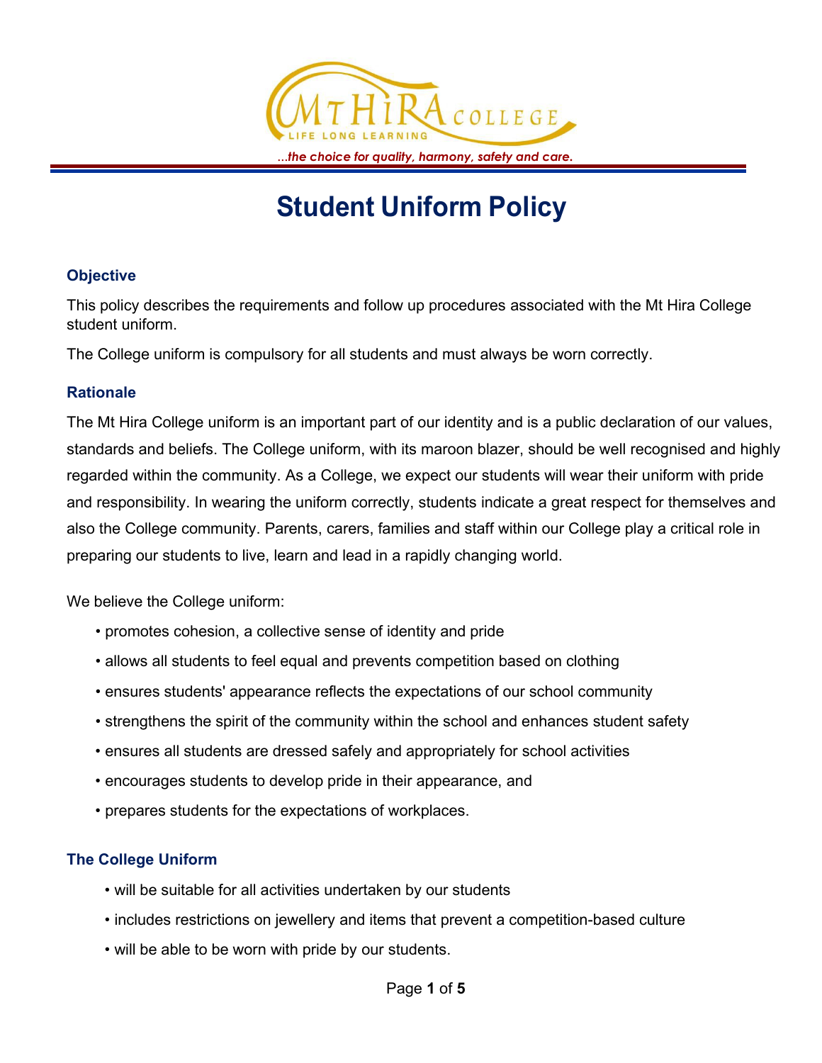Mt Hira College

LIFE LONG LEARNING

*...the choice for quality, harmony, safety and care.*

# Student Uniform Policy

### Objective

This policy describes the requirements and follow up procedures associated with the Mt Hira College student uniform.

The College uniform is compulsory for all students and must always be worn correctly.

### Rationale

The Mt Hira College uniform is an important part of our identity and is a public declaration of our values, standards and beliefs. The College uniform, with its maroon blazer, should be well recognised and highly regarded within the community. As a College, we expect our students will wear their uniform with pride and responsibility. In wearing the uniform correctly, students indicate a great respect for themselves and also the College community. Parents, carers, families and staff within our College play a critical role in preparing our students to live, learn and lead in a rapidly changing world.

We believe the College uniform:

- promotes cohesion, a collective sense of identity and pride
- allows all students to feel equal and prevents competition based on clothing
- ensures students' appearance reflects the expectations of our school community
- strengthens the spirit of the community within the school and enhances student safety
- ensures all students are dressed safely and appropriately for school activities
- encourages students to develop pride in their appearance, and
- prepares students for the expectations of workplaces.

### The College Uniform

- will be suitable for all activities undertaken by our students
- includes restrictions on jewellery and items that prevent a competition-based culture
- will be able to be worn with pride by our students.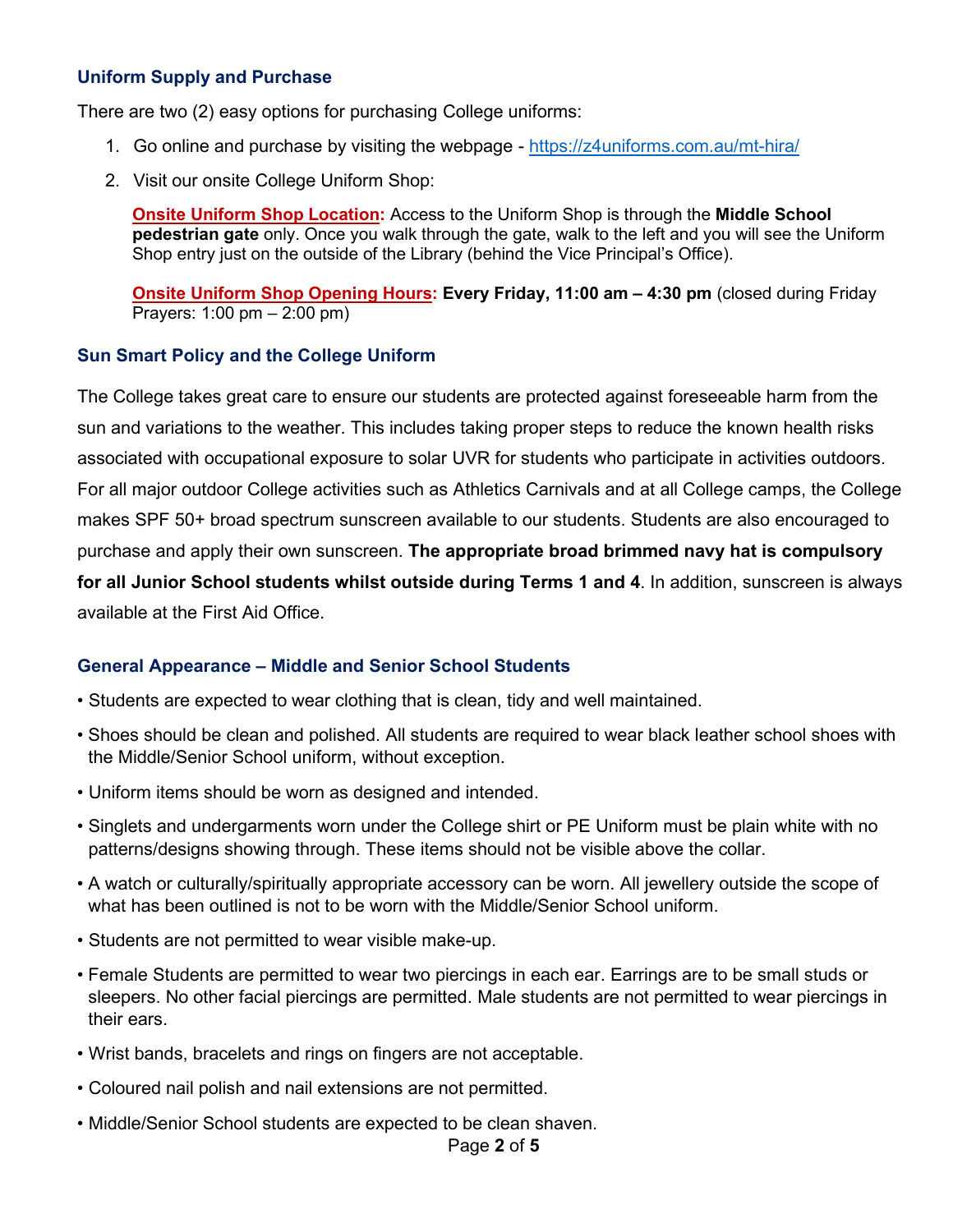### Uniform Supply and Purchase

There are two (2) easy options for purchasing College uniforms:

1. Go online and purchase by visiting the webpage - https://z4uniforms.com.au/mt-hira/
2. Visit our onsite College Uniform Shop:

   **Onsite Uniform Shop Location:** Access to the Uniform Shop is through the **Middle School pedestrian gate** only. Once you walk through the gate, walk to the left and you will see the Uniform Shop entry just on the outside of the Library (behind the Vice Principal's Office).

   **Onsite Uniform Shop Opening Hours:** **Every Friday, 11:00 am – 4:30 pm** (closed during Friday Prayers: 1:00 pm – 2:00 pm)

### Sun Smart Policy and the College Uniform

The College takes great care to ensure our students are protected against foreseeable harm from the sun and variations to the weather. This includes taking proper steps to reduce the known health risks associated with occupational exposure to solar UVR for students who participate in activities outdoors. For all major outdoor College activities such as Athletics Carnivals and at all College camps, the College makes SPF 50+ broad spectrum sunscreen available to our students. Students are also encouraged to purchase and apply their own sunscreen. **The appropriate broad brimmed navy hat is compulsory for all Junior School students whilst outside during Terms 1 and 4**. In addition, sunscreen is always available at the First Aid Office.

### General Appearance – Middle and Senior School Students

- Students are expected to wear clothing that is clean, tidy and well maintained.
- Shoes should be clean and polished. All students are required to wear black leather school shoes with the Middle/Senior School uniform, without exception.
- Uniform items should be worn as designed and intended.
- Singlets and undergarments worn under the College shirt or PE Uniform must be plain white with no patterns/designs showing through. These items should not be visible above the collar.
- A watch or culturally/spiritually appropriate accessory can be worn. All jewellery outside the scope of what has been outlined is not to be worn with the Middle/Senior School uniform.
- Students are not permitted to wear visible make-up.
- Female Students are permitted to wear two piercings in each ear. Earrings are to be small studs or sleepers. No other facial piercings are permitted. Male students are not permitted to wear piercings in their ears.
- Wrist bands, bracelets and rings on fingers are not acceptable.
- Coloured nail polish and nail extensions are not permitted.
- Middle/Senior School students are expected to be clean shaven.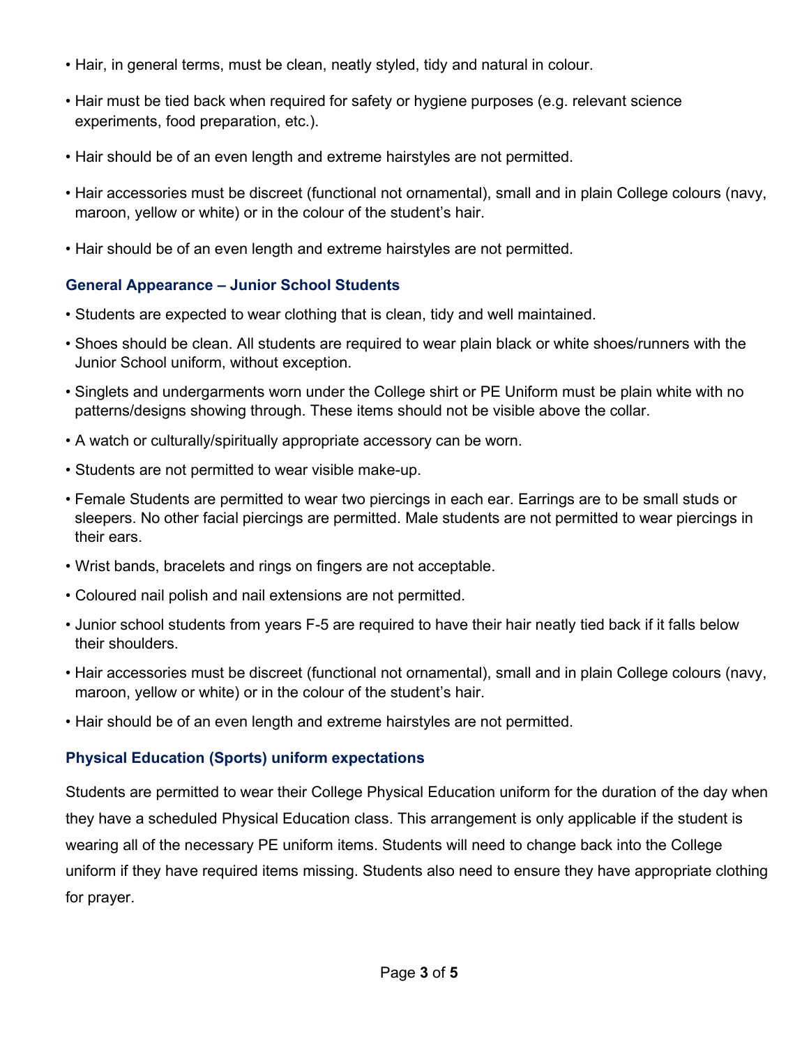- Hair, in general terms, must be clean, neatly styled, tidy and natural in colour.
- Hair must be tied back when required for safety or hygiene purposes (e.g. relevant science experiments, food preparation, etc.).
- Hair should be of an even length and extreme hairstyles are not permitted.
- Hair accessories must be discreet (functional not ornamental), small and in plain College colours (navy, maroon, yellow or white) or in the colour of the student's hair.
- Hair should be of an even length and extreme hairstyles are not permitted.

### General Appearance – Junior School Students

- Students are expected to wear clothing that is clean, tidy and well maintained.
- Shoes should be clean. All students are required to wear plain black or white shoes/runners with the Junior School uniform, without exception.
- Singlets and undergarments worn under the College shirt or PE Uniform must be plain white with no patterns/designs showing through. These items should not be visible above the collar.
- A watch or culturally/spiritually appropriate accessory can be worn.
- Students are not permitted to wear visible make-up.
- Female Students are permitted to wear two piercings in each ear. Earrings are to be small studs or sleepers. No other facial piercings are permitted. Male students are not permitted to wear piercings in their ears.
- Wrist bands, bracelets and rings on fingers are not acceptable.
- Coloured nail polish and nail extensions are not permitted.
- Junior school students from years F-5 are required to have their hair neatly tied back if it falls below their shoulders.
- Hair accessories must be discreet (functional not ornamental), small and in plain College colours (navy, maroon, yellow or white) or in the colour of the student's hair.
- Hair should be of an even length and extreme hairstyles are not permitted.

### Physical Education (Sports) uniform expectations

Students are permitted to wear their College Physical Education uniform for the duration of the day when they have a scheduled Physical Education class. This arrangement is only applicable if the student is wearing all of the necessary PE uniform items. Students will need to change back into the College uniform if they have required items missing. Students also need to ensure they have appropriate clothing for prayer.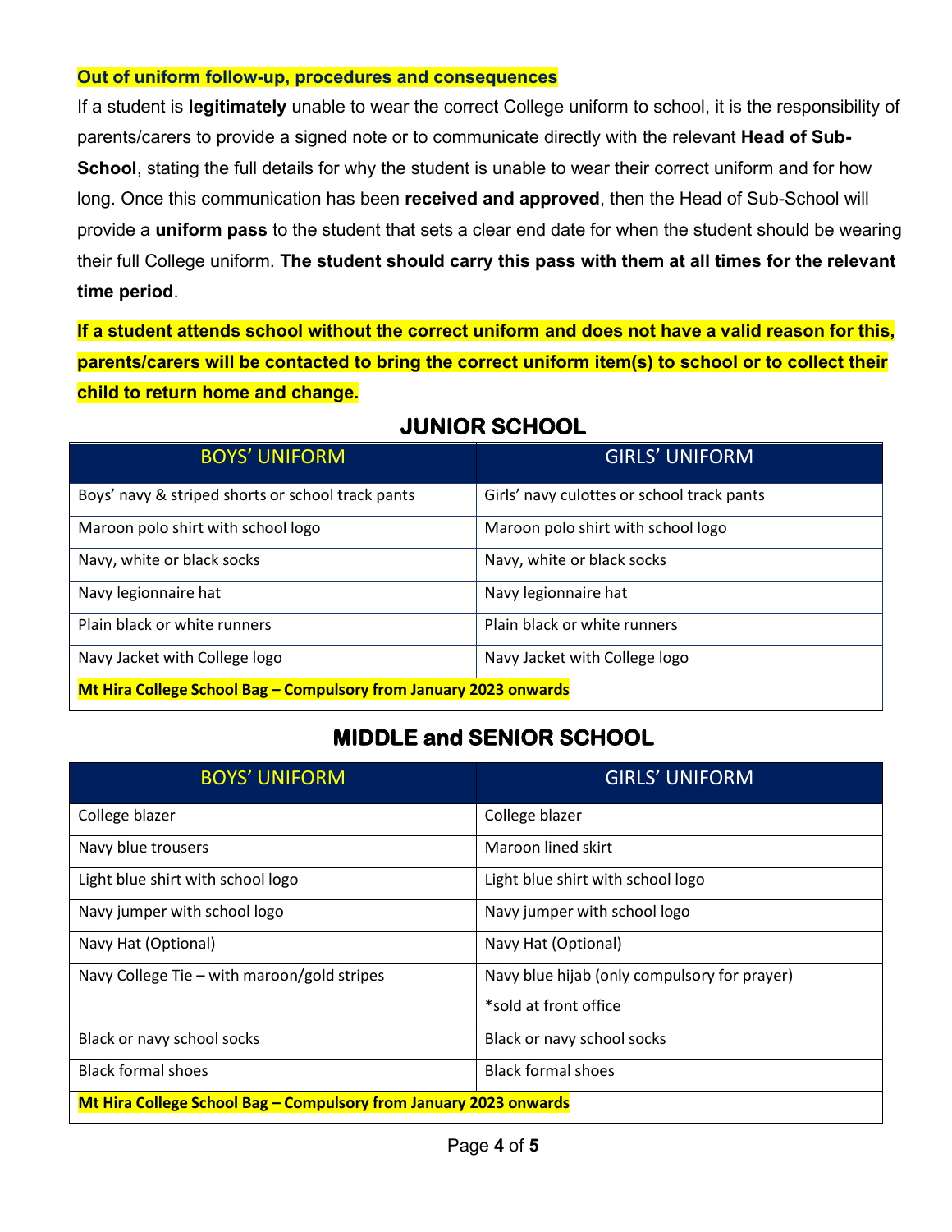**Out of uniform follow-up, procedures and consequences**

If a student is **legitimately** unable to wear the correct College uniform to school, it is the responsibility of parents/carers to provide a signed note or to communicate directly with the relevant **Head of Sub-School**, stating the full details for why the student is unable to wear their correct uniform and for how long. Once this communication has been **received and approved**, then the Head of Sub-School will provide a **uniform pass** to the student that sets a clear end date for when the student should be wearing their full College uniform. **The student should carry this pass with them at all times for the relevant time period**.

**If a student attends school without the correct uniform and does not have a valid reason for this, parents/carers will be contacted to bring the correct uniform item(s) to school or to collect their child to return home and change.**

## JUNIOR SCHOOL

| BOYS' UNIFORM | GIRLS' UNIFORM |
|---|---|
| Boys' navy & striped shorts or school track pants | Girls' navy culottes or school track pants |
| Maroon polo shirt with school logo | Maroon polo shirt with school logo |
| Navy, white or black socks | Navy, white or black socks |
| Navy legionnaire hat | Navy legionnaire hat |
| Plain black or white runners | Plain black or white runners |
| Navy Jacket with College logo | Navy Jacket with College logo |
| **Mt Hira College School Bag – Compulsory from January 2023 onwards** | |

## MIDDLE and SENIOR SCHOOL

| BOYS' UNIFORM | GIRLS' UNIFORM |
|---|---|
| College blazer | College blazer |
| Navy blue trousers | Maroon lined skirt |
| Light blue shirt with school logo | Light blue shirt with school logo |
| Navy jumper with school logo | Navy jumper with school logo |
| Navy Hat (Optional) | Navy Hat (Optional) |
| Navy College Tie – with maroon/gold stripes | Navy blue hijab (only compulsory for prayer) *sold at front office |
| Black or navy school socks | Black or navy school socks |
| Black formal shoes | Black formal shoes |
| **Mt Hira College School Bag – Compulsory from January 2023 onwards** | |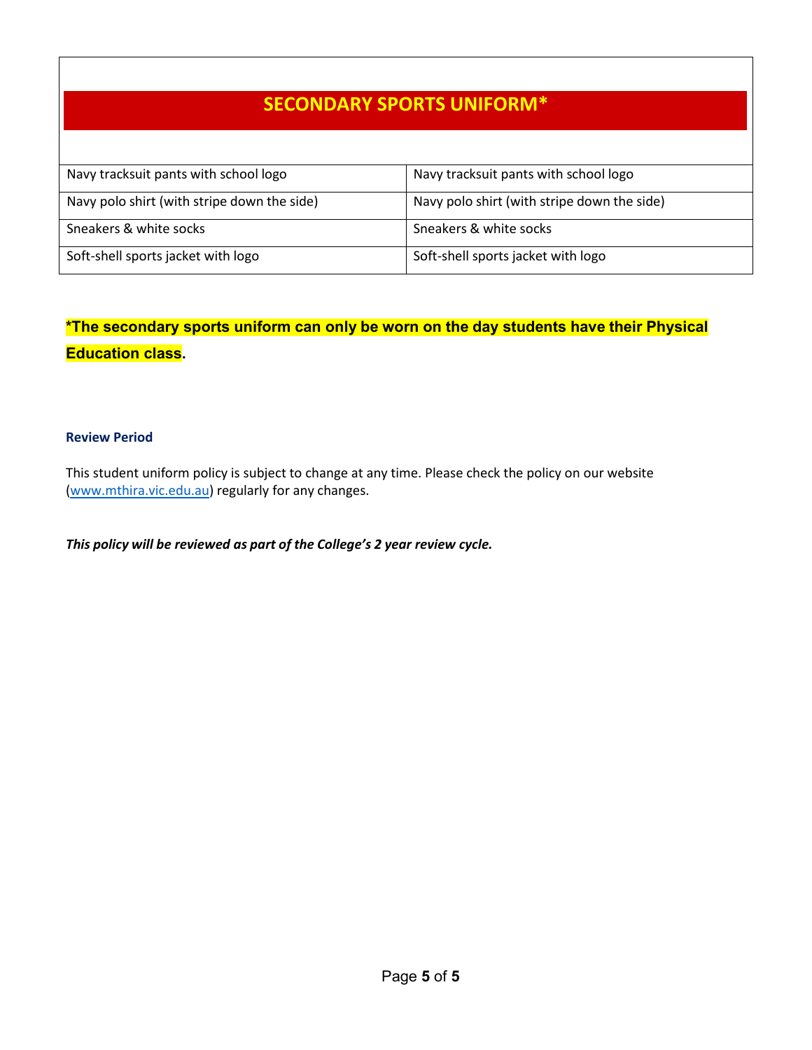## SECONDARY SPORTS UNIFORM*

| | |
|---|---|
| Navy tracksuit pants with school logo | Navy tracksuit pants with school logo |
| Navy polo shirt (with stripe down the side) | Navy polo shirt (with stripe down the side) |
| Sneakers & white socks | Sneakers & white socks |
| Soft-shell sports jacket with logo | Soft-shell sports jacket with logo |

**\*The secondary sports uniform can only be worn on the day students have their Physical Education class.**

### Review Period

This student uniform policy is subject to change at any time. Please check the policy on our website ([www.mthira.vic.edu.au](http://www.mthira.vic.edu.au)) regularly for any changes.

***This policy will be reviewed as part of the College's 2 year review cycle.***